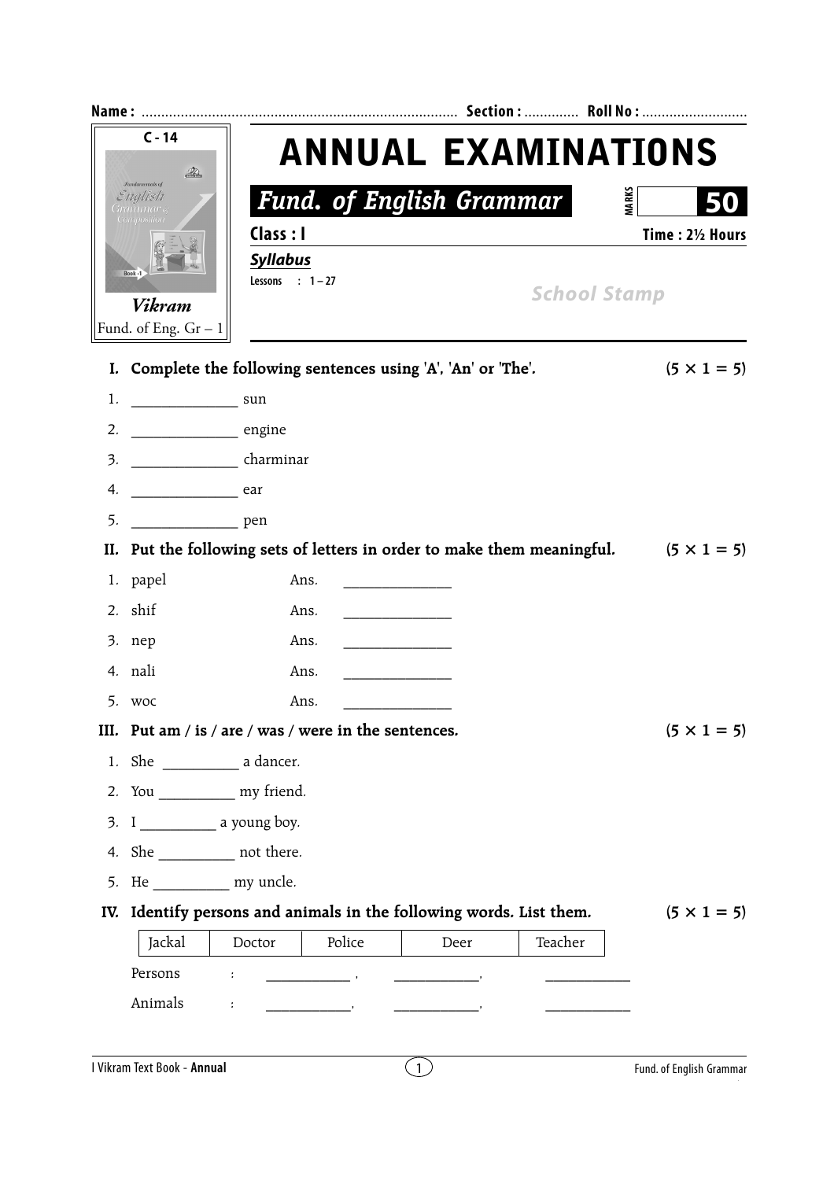Name : ................................................................................ Section : ............. Roll No : ...........................

C - 14

Vikram

Fund. of Eng. Gr – 1

# ANNUAL EXAMINATIONS

## Fund. of English Grammar

MARKS **50**

**Class : I** **Time : 2½ Hours**

***Syllabus***

Lessons : 1 – 27

*School Stamp*

**I. Complete the following sentences using 'A', 'An' or 'The'.** **(5 × 1 = 5)**

1. ______________ sun
2. ______________ engine
3. ______________ charminar
4. ______________ ear
5. ______________ pen

**II. Put the following sets of letters in order to make them meaningful.** **(5 × 1 = 5)**

1. papel Ans. ______________
2. shif Ans. ______________
3. nep Ans. ______________
4. nali Ans. ______________
5. woc Ans. ______________

**III. Put am / is / are / was / were in the sentences.** **(5 × 1 = 5)**

1. She __________ a dancer.
2. You __________ my friend.
3. I __________ a young boy.
4. She __________ not there.
5. He __________ my uncle.

**IV. Identify persons and animals in the following words. List them.** **(5 × 1 = 5)**

| Jackal | Doctor | Police | Deer | Teacher |
|---|---|---|---|---|

Persons : ____________ , ____________, ____________

Animals : ____________, ____________, ____________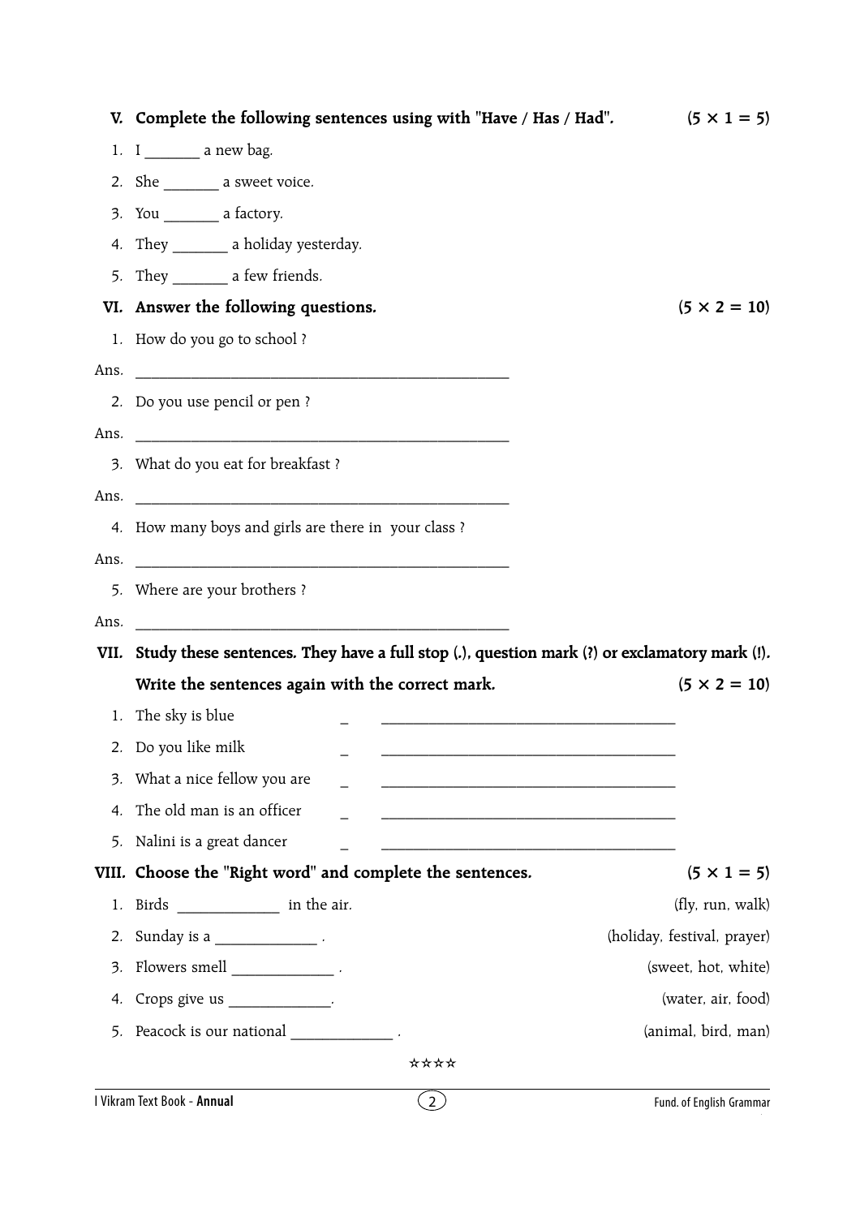**V. Complete the following sentences using with "Have / Has / Had".** **(5 × 1 = 5)**

1. I _______ a new bag.
2. She _______ a sweet voice.
3. You _______ a factory.
4. They _______ a holiday yesterday.
5. They _______ a few friends.

**VI. Answer the following questions.** **(5 × 2 = 10)**

1. How do you go to school ?

Ans. ________________________________________________

2. Do you use pencil or pen ?

Ans. ________________________________________________

3. What do you eat for breakfast ?

Ans. ________________________________________________

4. How many boys and girls are there in your class ?

Ans. ________________________________________________

5. Where are your brothers ?

Ans. ________________________________________________

**VII. Study these sentences. They have a full stop (.), question mark (?) or exclamatory mark (!). Write the sentences again with the correct mark.** **(5 × 2 = 10)**

1. The sky is blue _ ______________________________________
2. Do you like milk _ ______________________________________
3. What a nice fellow you are _ ______________________________________
4. The old man is an officer _ ______________________________________
5. Nalini is a great dancer _ ______________________________________

**VIII. Choose the "Right word" and complete the sentences.** **(5 × 1 = 5)**

1. Birds _____________ in the air. (fly, run, walk)
2. Sunday is a _____________ . (holiday, festival, prayer)
3. Flowers smell _____________ . (sweet, hot, white)
4. Crops give us _____________. (water, air, food)
5. Peacock is our national _____________ . (animal, bird, man)

☆☆☆☆